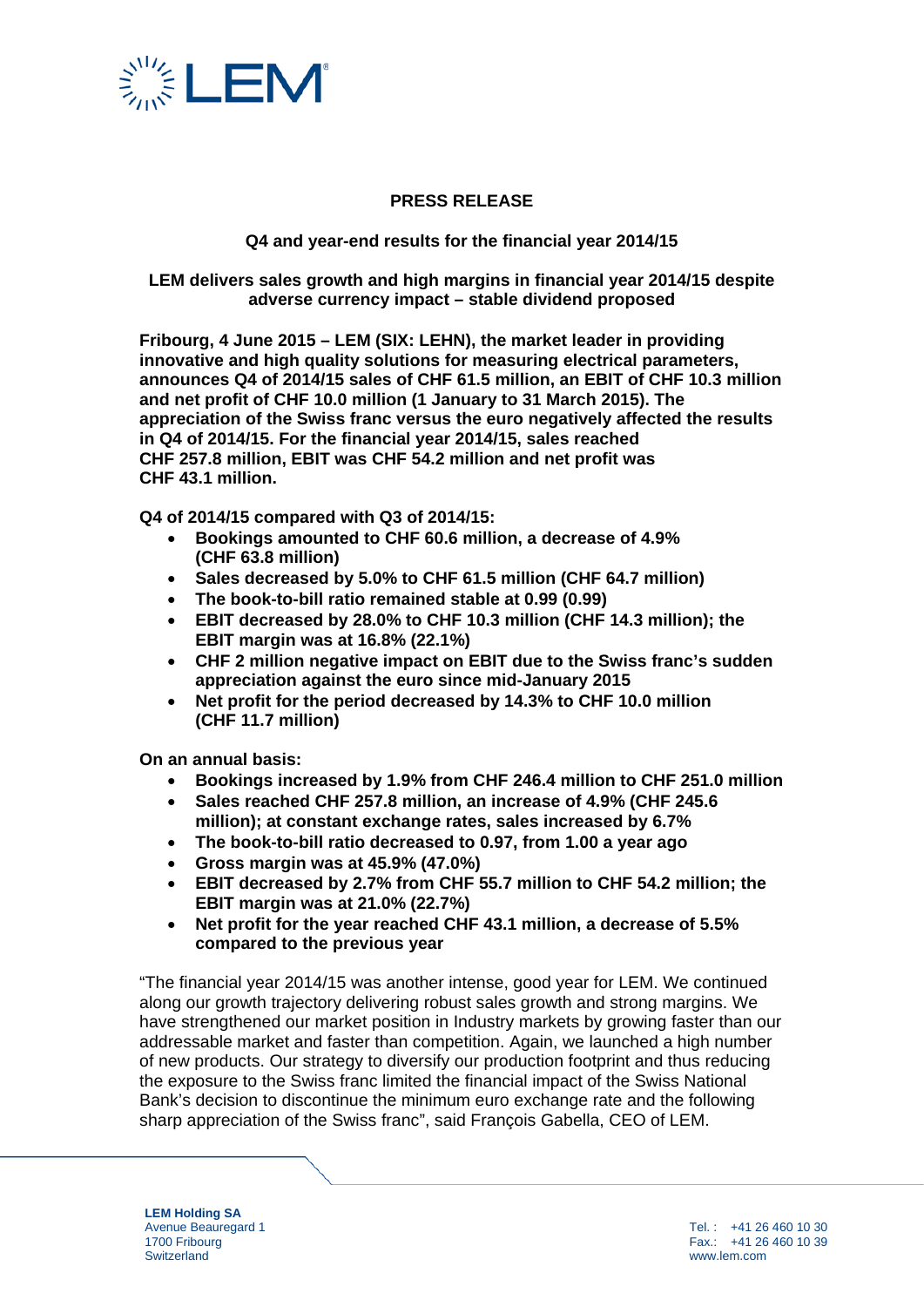# PRESS RELEASE

## Q4 and year-end results for the financial year 2014/15

### LEM delivers sales growth and high margins in financial year 2014/15 despite adverse currency impact – stable dividend proposed

**Fribourg, 4 June 2015 – LEM (SIX: LEHN), the market leader in providing innovative and high quality solutions for measuring electrical parameters, announces Q4 of 2014/15 sales of CHF 61.5 million, an EBIT of CHF 10.3 million and net profit of CHF 10.0 million (1 January to 31 March 2015). The appreciation of the Swiss franc versus the euro negatively affected the results in Q4 of 2014/15. For the financial year 2014/15, sales reached CHF 257.8 million, EBIT was CHF 54.2 million and net profit was CHF 43.1 million.**

**Q4 of 2014/15 compared with Q3 of 2014/15:**

- **Bookings amounted to CHF 60.6 million, a decrease of 4.9% (CHF 63.8 million)**
- **Sales decreased by 5.0% to CHF 61.5 million (CHF 64.7 million)**
- **The book-to-bill ratio remained stable at 0.99 (0.99)**
- **EBIT decreased by 28.0% to CHF 10.3 million (CHF 14.3 million); the EBIT margin was at 16.8% (22.1%)**
- **CHF 2 million negative impact on EBIT due to the Swiss franc's sudden appreciation against the euro since mid-January 2015**
- **Net profit for the period decreased by 14.3% to CHF 10.0 million (CHF 11.7 million)**

**On an annual basis:**

- **Bookings increased by 1.9% from CHF 246.4 million to CHF 251.0 million**
- **Sales reached CHF 257.8 million, an increase of 4.9% (CHF 245.6 million); at constant exchange rates, sales increased by 6.7%**
- **The book-to-bill ratio decreased to 0.97, from 1.00 a year ago**
- **Gross margin was at 45.9% (47.0%)**
- **EBIT decreased by 2.7% from CHF 55.7 million to CHF 54.2 million; the EBIT margin was at 21.0% (22.7%)**
- **Net profit for the year reached CHF 43.1 million, a decrease of 5.5% compared to the previous year**

"The financial year 2014/15 was another intense, good year for LEM. We continued along our growth trajectory delivering robust sales growth and strong margins. We have strengthened our market position in Industry markets by growing faster than our addressable market and faster than competition. Again, we launched a high number of new products. Our strategy to diversify our production footprint and thus reducing the exposure to the Swiss franc limited the financial impact of the Swiss National Bank's decision to discontinue the minimum euro exchange rate and the following sharp appreciation of the Swiss franc", said François Gabella, CEO of LEM.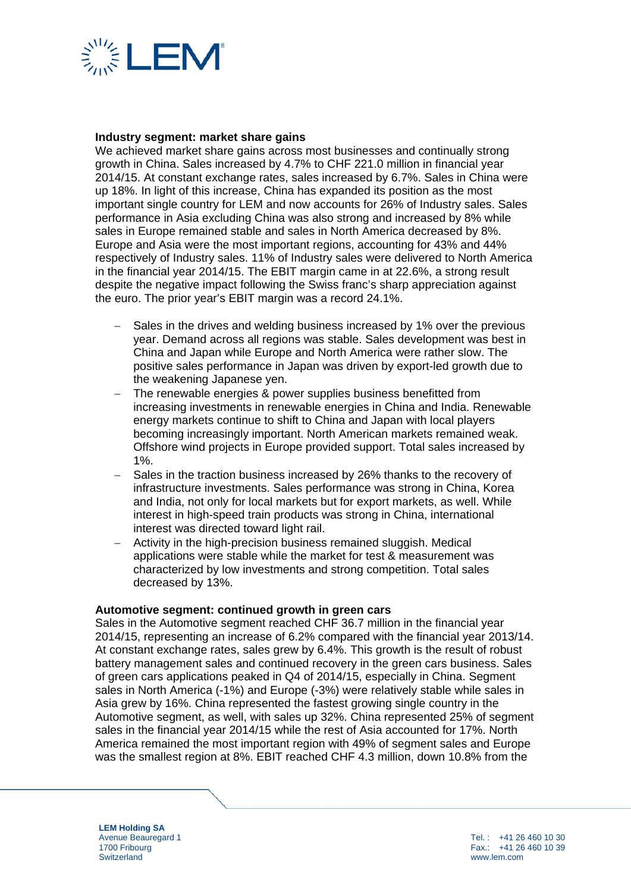**Industry segment: market share gains**
We achieved market share gains across most businesses and continually strong growth in China. Sales increased by 4.7% to CHF 221.0 million in financial year 2014/15. At constant exchange rates, sales increased by 6.7%. Sales in China were up 18%. In light of this increase, China has expanded its position as the most important single country for LEM and now accounts for 26% of Industry sales. Sales performance in Asia excluding China was also strong and increased by 8% while sales in Europe remained stable and sales in North America decreased by 8%. Europe and Asia were the most important regions, accounting for 43% and 44% respectively of Industry sales. 11% of Industry sales were delivered to North America in the financial year 2014/15. The EBIT margin came in at 22.6%, a strong result despite the negative impact following the Swiss franc's sharp appreciation against the euro. The prior year's EBIT margin was a record 24.1%.

- Sales in the drives and welding business increased by 1% over the previous year. Demand across all regions was stable. Sales development was best in China and Japan while Europe and North America were rather slow. The positive sales performance in Japan was driven by export-led growth due to the weakening Japanese yen.
- The renewable energies & power supplies business benefitted from increasing investments in renewable energies in China and India. Renewable energy markets continue to shift to China and Japan with local players becoming increasingly important. North American markets remained weak. Offshore wind projects in Europe provided support. Total sales increased by 1%.
- Sales in the traction business increased by 26% thanks to the recovery of infrastructure investments. Sales performance was strong in China, Korea and India, not only for local markets but for export markets, as well. While interest in high-speed train products was strong in China, international interest was directed toward light rail.
- Activity in the high-precision business remained sluggish. Medical applications were stable while the market for test & measurement was characterized by low investments and strong competition. Total sales decreased by 13%.

**Automotive segment: continued growth in green cars**
Sales in the Automotive segment reached CHF 36.7 million in the financial year 2014/15, representing an increase of 6.2% compared with the financial year 2013/14. At constant exchange rates, sales grew by 6.4%. This growth is the result of robust battery management sales and continued recovery in the green cars business. Sales of green cars applications peaked in Q4 of 2014/15, especially in China. Segment sales in North America (-1%) and Europe (-3%) were relatively stable while sales in Asia grew by 16%. China represented the fastest growing single country in the Automotive segment, as well, with sales up 32%. China represented 25% of segment sales in the financial year 2014/15 while the rest of Asia accounted for 17%. North America remained the most important region with 49% of segment sales and Europe was the smallest region at 8%. EBIT reached CHF 4.3 million, down 10.8% from the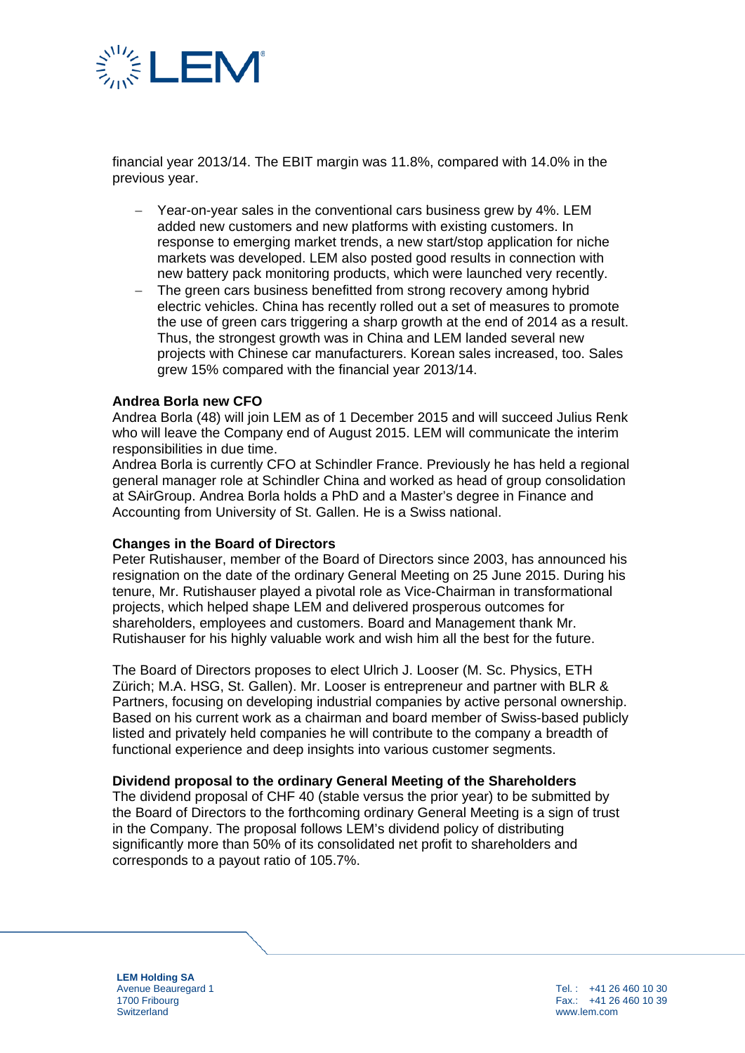financial year 2013/14. The EBIT margin was 11.8%, compared with 14.0% in the previous year.

- Year-on-year sales in the conventional cars business grew by 4%. LEM added new customers and new platforms with existing customers. In response to emerging market trends, a new start/stop application for niche markets was developed. LEM also posted good results in connection with new battery pack monitoring products, which were launched very recently.
- The green cars business benefitted from strong recovery among hybrid electric vehicles. China has recently rolled out a set of measures to promote the use of green cars triggering a sharp growth at the end of 2014 as a result. Thus, the strongest growth was in China and LEM landed several new projects with Chinese car manufacturers. Korean sales increased, too. Sales grew 15% compared with the financial year 2013/14.

**Andrea Borla new CFO**

Andrea Borla (48) will join LEM as of 1 December 2015 and will succeed Julius Renk who will leave the Company end of August 2015. LEM will communicate the interim responsibilities in due time.

Andrea Borla is currently CFO at Schindler France. Previously he has held a regional general manager role at Schindler China and worked as head of group consolidation at SAirGroup. Andrea Borla holds a PhD and a Master's degree in Finance and Accounting from University of St. Gallen. He is a Swiss national.

**Changes in the Board of Directors**

Peter Rutishauser, member of the Board of Directors since 2003, has announced his resignation on the date of the ordinary General Meeting on 25 June 2015. During his tenure, Mr. Rutishauser played a pivotal role as Vice-Chairman in transformational projects, which helped shape LEM and delivered prosperous outcomes for shareholders, employees and customers. Board and Management thank Mr. Rutishauser for his highly valuable work and wish him all the best for the future.

The Board of Directors proposes to elect Ulrich J. Looser (M. Sc. Physics, ETH Zürich; M.A. HSG, St. Gallen). Mr. Looser is entrepreneur and partner with BLR & Partners, focusing on developing industrial companies by active personal ownership. Based on his current work as a chairman and board member of Swiss-based publicly listed and privately held companies he will contribute to the company a breadth of functional experience and deep insights into various customer segments.

**Dividend proposal to the ordinary General Meeting of the Shareholders**

The dividend proposal of CHF 40 (stable versus the prior year) to be submitted by the Board of Directors to the forthcoming ordinary General Meeting is a sign of trust in the Company. The proposal follows LEM's dividend policy of distributing significantly more than 50% of its consolidated net profit to shareholders and corresponds to a payout ratio of 105.7%.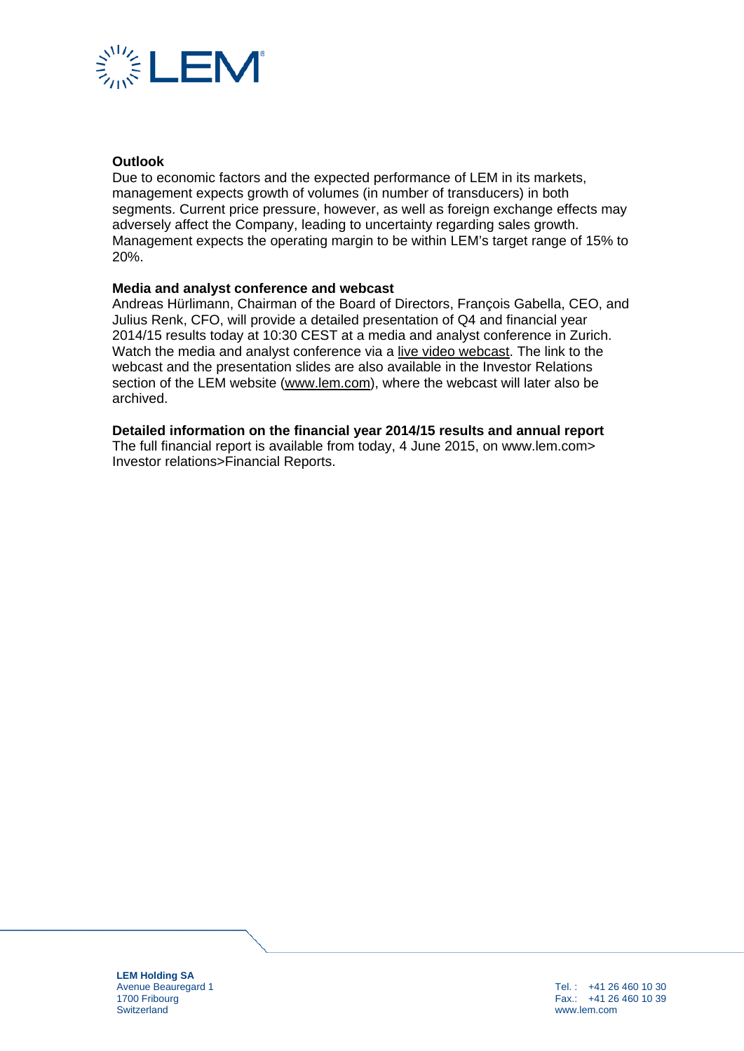**Outlook**

Due to economic factors and the expected performance of LEM in its markets, management expects growth of volumes (in number of transducers) in both segments. Current price pressure, however, as well as foreign exchange effects may adversely affect the Company, leading to uncertainty regarding sales growth. Management expects the operating margin to be within LEM's target range of 15% to 20%.

**Media and analyst conference and webcast**

Andreas Hürlimann, Chairman of the Board of Directors, François Gabella, CEO, and Julius Renk, CFO, will provide a detailed presentation of Q4 and financial year 2014/15 results today at 10:30 CEST at a media and analyst conference in Zurich. Watch the media and analyst conference via a live video webcast. The link to the webcast and the presentation slides are also available in the Investor Relations section of the LEM website (www.lem.com), where the webcast will later also be archived.

**Detailed information on the financial year 2014/15 results and annual report**

The full financial report is available from today, 4 June 2015, on www.lem.com> Investor relations>Financial Reports.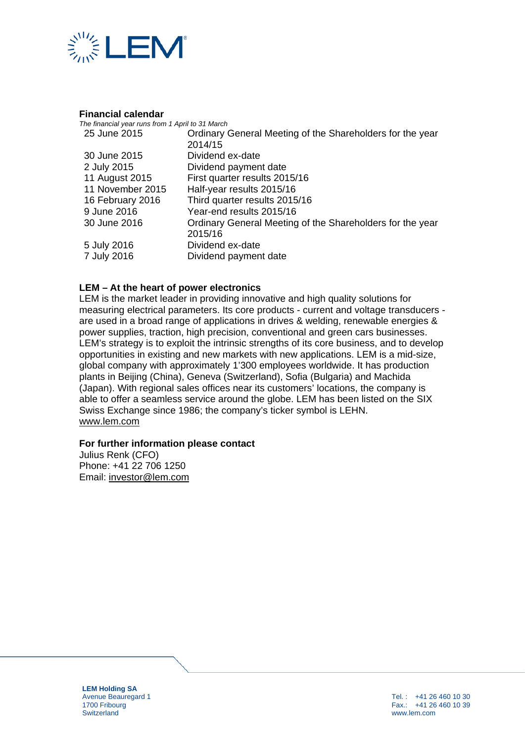### Financial calendar

*The financial year runs from 1 April to 31 March*

| | |
|---|---|
| 25 June 2015 | Ordinary General Meeting of the Shareholders for the year 2014/15 |
| 30 June 2015 | Dividend ex-date |
| 2 July 2015 | Dividend payment date |
| 11 August 2015 | First quarter results 2015/16 |
| 11 November 2015 | Half-year results 2015/16 |
| 16 February 2016 | Third quarter results 2015/16 |
| 9 June 2016 | Year-end results 2015/16 |
| 30 June 2016 | Ordinary General Meeting of the Shareholders for the year 2015/16 |
| 5 July 2016 | Dividend ex-date |
| 7 July 2016 | Dividend payment date |

### LEM – At the heart of power electronics

LEM is the market leader in providing innovative and high quality solutions for measuring electrical parameters. Its core products - current and voltage transducers - are used in a broad range of applications in drives & welding, renewable energies & power supplies, traction, high precision, conventional and green cars businesses. LEM's strategy is to exploit the intrinsic strengths of its core business, and to develop opportunities in existing and new markets with new applications. LEM is a mid-size, global company with approximately 1'300 employees worldwide. It has production plants in Beijing (China), Geneva (Switzerland), Sofia (Bulgaria) and Machida (Japan). With regional sales offices near its customers' locations, the company is able to offer a seamless service around the globe. LEM has been listed on the SIX Swiss Exchange since 1986; the company's ticker symbol is LEHN.
www.lem.com

### For further information please contact

Julius Renk (CFO)
Phone: +41 22 706 1250
Email: investor@lem.com

**LEM Holding SA**
Avenue Beauregard 1
1700 Fribourg
Switzerland

Tel. : +41 26 460 10 30
Fax.: +41 26 460 10 39
www.lem.com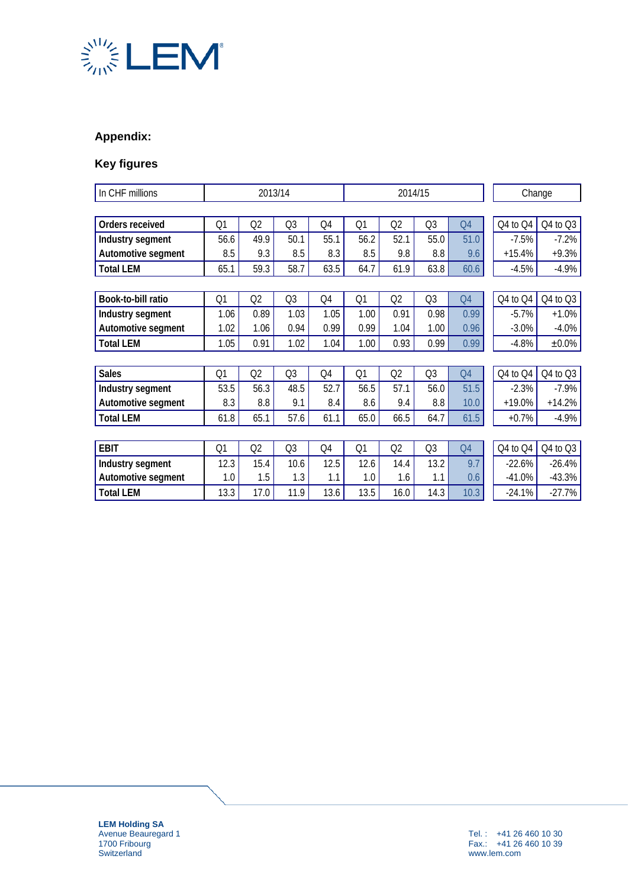## Appendix:

### Key figures

| In CHF millions | 2013/14 | | | | 2014/15 | | | | Change | |
|---|---|---|---|---|---|---|---|---|---|---|
| **Orders received** | Q1 | Q2 | Q3 | Q4 | Q1 | Q2 | Q3 | Q4 | Q4 to Q4 | Q4 to Q3 |
| **Industry segment** | 56.6 | 49.9 | 50.1 | 55.1 | 56.2 | 52.1 | 55.0 | 51.0 | -7.5% | -7.2% |
| **Automotive segment** | 8.5 | 9.3 | 8.5 | 8.3 | 8.5 | 9.8 | 8.8 | 9.6 | +15.4% | +9.3% |
| **Total LEM** | 65.1 | 59.3 | 58.7 | 63.5 | 64.7 | 61.9 | 63.8 | 60.6 | -4.5% | -4.9% |
| **Book-to-bill ratio** | Q1 | Q2 | Q3 | Q4 | Q1 | Q2 | Q3 | Q4 | Q4 to Q4 | Q4 to Q3 |
| **Industry segment** | 1.06 | 0.89 | 1.03 | 1.05 | 1.00 | 0.91 | 0.98 | 0.99 | -5.7% | +1.0% |
| **Automotive segment** | 1.02 | 1.06 | 0.94 | 0.99 | 0.99 | 1.04 | 1.00 | 0.96 | -3.0% | -4.0% |
| **Total LEM** | 1.05 | 0.91 | 1.02 | 1.04 | 1.00 | 0.93 | 0.99 | 0.99 | -4.8% | ±0.0% |
| **Sales** | Q1 | Q2 | Q3 | Q4 | Q1 | Q2 | Q3 | Q4 | Q4 to Q4 | Q4 to Q3 |
| **Industry segment** | 53.5 | 56.3 | 48.5 | 52.7 | 56.5 | 57.1 | 56.0 | 51.5 | -2.3% | -7.9% |
| **Automotive segment** | 8.3 | 8.8 | 9.1 | 8.4 | 8.6 | 9.4 | 8.8 | 10.0 | +19.0% | +14.2% |
| **Total LEM** | 61.8 | 65.1 | 57.6 | 61.1 | 65.0 | 66.5 | 64.7 | 61.5 | +0.7% | -4.9% |
| **EBIT** | Q1 | Q2 | Q3 | Q4 | Q1 | Q2 | Q3 | Q4 | Q4 to Q4 | Q4 to Q3 |
| **Industry segment** | 12.3 | 15.4 | 10.6 | 12.5 | 12.6 | 14.4 | 13.2 | 9.7 | -22.6% | -26.4% |
| **Automotive segment** | 1.0 | 1.5 | 1.3 | 1.1 | 1.0 | 1.6 | 1.1 | 0.6 | -41.0% | -43.3% |
| **Total LEM** | 13.3 | 17.0 | 11.9 | 13.6 | 13.5 | 16.0 | 14.3 | 10.3 | -24.1% | -27.7% |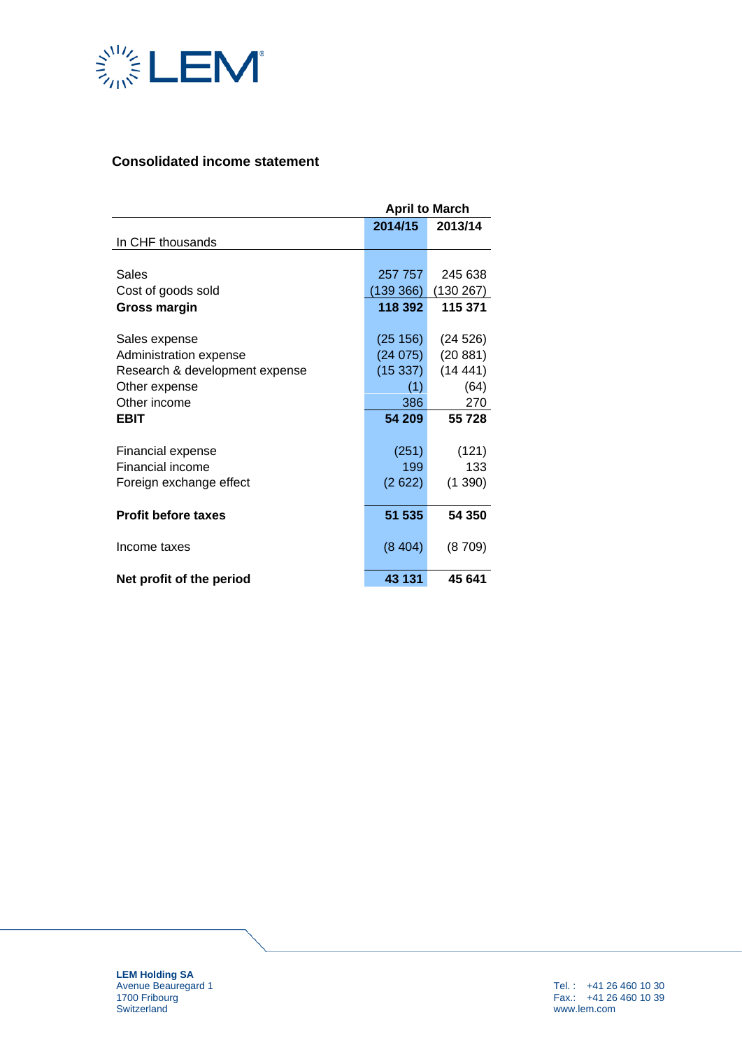LEM

## Consolidated income statement

| In CHF thousands | April to March 2014/15 | 2013/14 |
|---|---|---|
| Sales | 257 757 | 245 638 |
| Cost of goods sold | (139 366) | (130 267) |
| **Gross margin** | **118 392** | **115 371** |
| Sales expense | (25 156) | (24 526) |
| Administration expense | (24 075) | (20 881) |
| Research & development expense | (15 337) | (14 441) |
| Other expense | (1) | (64) |
| Other income | 386 | 270 |
| **EBIT** | **54 209** | **55 728** |
| Financial expense | (251) | (121) |
| Financial income | 199 | 133 |
| Foreign exchange effect | (2 622) | (1 390) |
| **Profit before taxes** | **51 535** | **54 350** |
| Income taxes | (8 404) | (8 709) |
| **Net profit of the period** | **43 131** | **45 641** |

**LEM Holding SA**
Avenue Beauregard 1
1700 Fribourg
Switzerland

Tel. : +41 26 460 10 30
Fax.: +41 26 460 10 39
www.lem.com